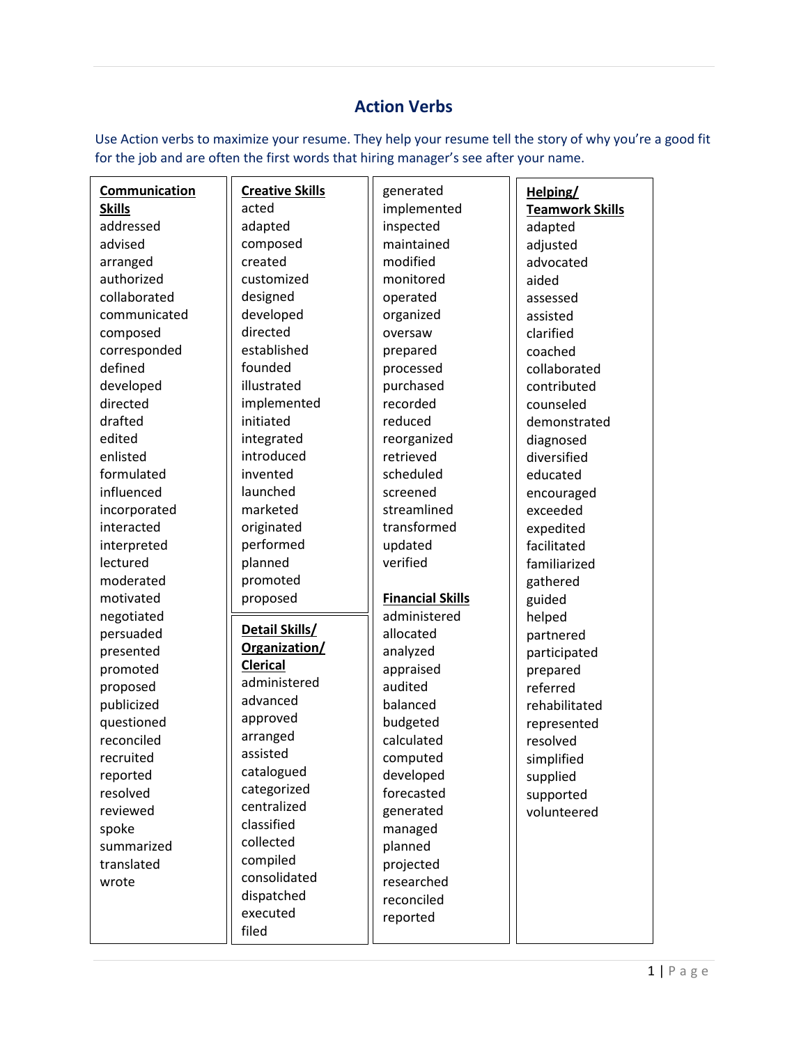## Action Verbs

Use Action verbs to maximize your resume. They help your resume tell the story of why you're a good fit for the job and are often the first words that hiring manager's see after your name.

**Communication Skills**

addressed
advised
arranged
authorized
collaborated
communicated
composed
corresponded
defined
developed
directed
drafted
edited
enlisted
formulated
influenced
incorporated
interacted
interpreted
lectured
moderated
motivated
negotiated
persuaded
presented
promoted
proposed
publicized
questioned
reconciled
recruited
reported
resolved
reviewed
spoke
summarized
translated
wrote

**Creative Skills**

acted
adapted
composed
created
customized
designed
developed
directed
established
founded
illustrated
implemented
initiated
integrated
introduced
invented
launched
marketed
originated
performed
planned
promoted
proposed

**Detail Skills/ Organization/ Clerical**

administered
advanced
approved
arranged
assisted
catalogued
categorized
centralized
classified
collected
compiled
consolidated
dispatched
executed
filed
generated
implemented
inspected
maintained
modified
monitored
operated
organized
oversaw
prepared
processed
purchased
recorded
reduced
reorganized
retrieved
scheduled
screened
streamlined
transformed
updated
verified

**Financial Skills**

administered
allocated
analyzed
appraised
audited
balanced
budgeted
calculated
computed
developed
forecasted
generated
managed
planned
projected
researched
reconciled
reported

**Helping/ Teamwork Skills**

adapted
adjusted
advocated
aided
assessed
assisted
clarified
coached
collaborated
contributed
counseled
demonstrated
diagnosed
diversified
educated
encouraged
exceeded
expedited
facilitated
familiarized
gathered
guided
helped
partnered
participated
prepared
referred
rehabilitated
represented
resolved
simplified
supplied
supported
volunteered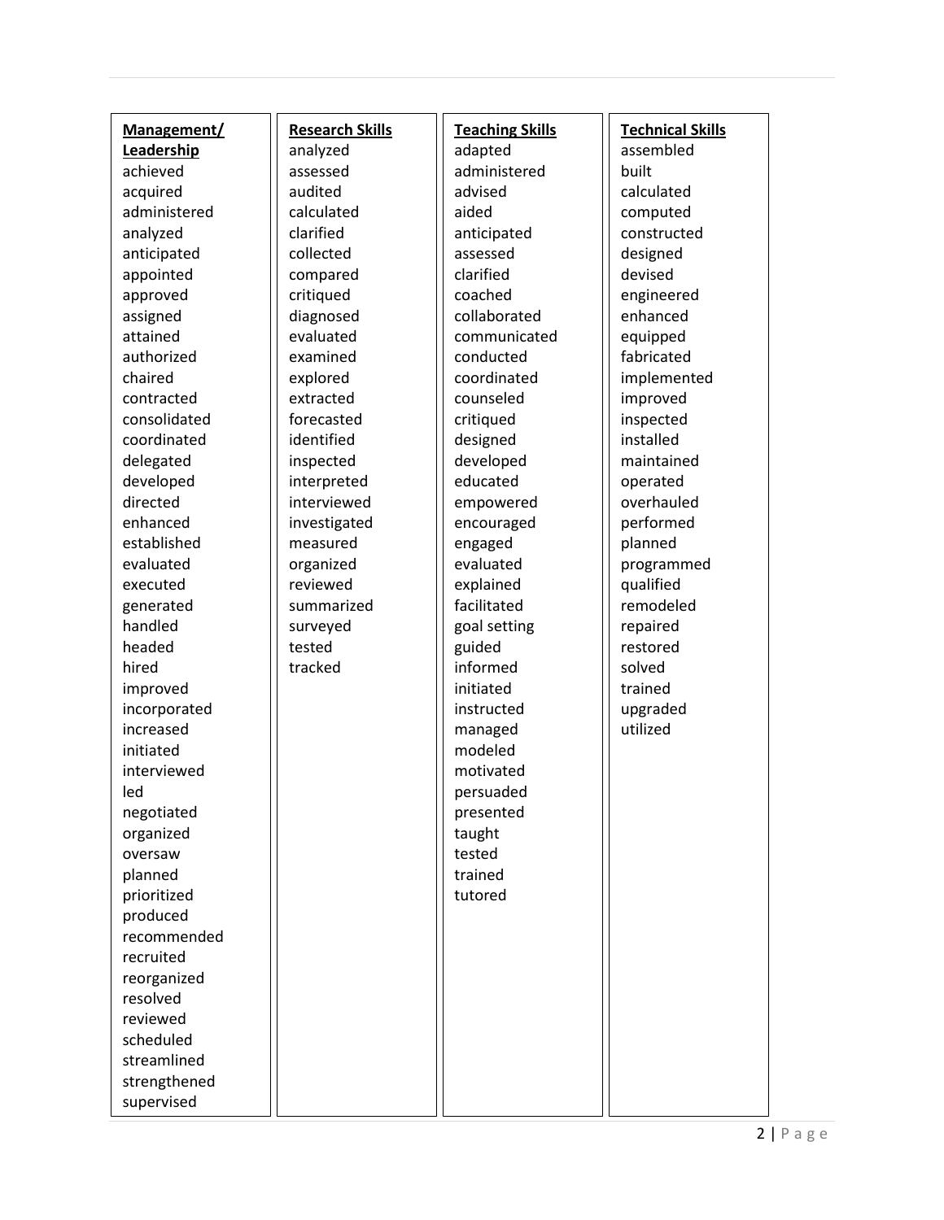**Management/ Leadership**

achieved
acquired
administered
analyzed
anticipated
appointed
approved
assigned
attained
authorized
chaired
contracted
consolidated
coordinated
delegated
developed
directed
enhanced
established
evaluated
executed
generated
handled
headed
hired
improved
incorporated
increased
initiated
interviewed
led
negotiated
organized
oversaw
planned
prioritized
produced
recommended
recruited
reorganized
resolved
reviewed
scheduled
streamlined
strengthened
supervised

**Research Skills**

analyzed
assessed
audited
calculated
clarified
collected
compared
critiqued
diagnosed
evaluated
examined
explored
extracted
forecasted
identified
inspected
interpreted
interviewed
investigated
measured
organized
reviewed
summarized
surveyed
tested
tracked

**Teaching Skills**

adapted
administered
advised
aided
anticipated
assessed
clarified
coached
collaborated
communicated
conducted
coordinated
counseled
critiqued
designed
developed
educated
empowered
encouraged
engaged
evaluated
explained
facilitated
goal setting
guided
informed
initiated
instructed
managed
modeled
motivated
persuaded
presented
taught
tested
trained
tutored

**Technical Skills**

assembled
built
calculated
computed
constructed
designed
devised
engineered
enhanced
equipped
fabricated
implemented
improved
inspected
installed
maintained
operated
overhauled
performed
planned
programmed
qualified
remodeled
repaired
restored
solved
trained
upgraded
utilized